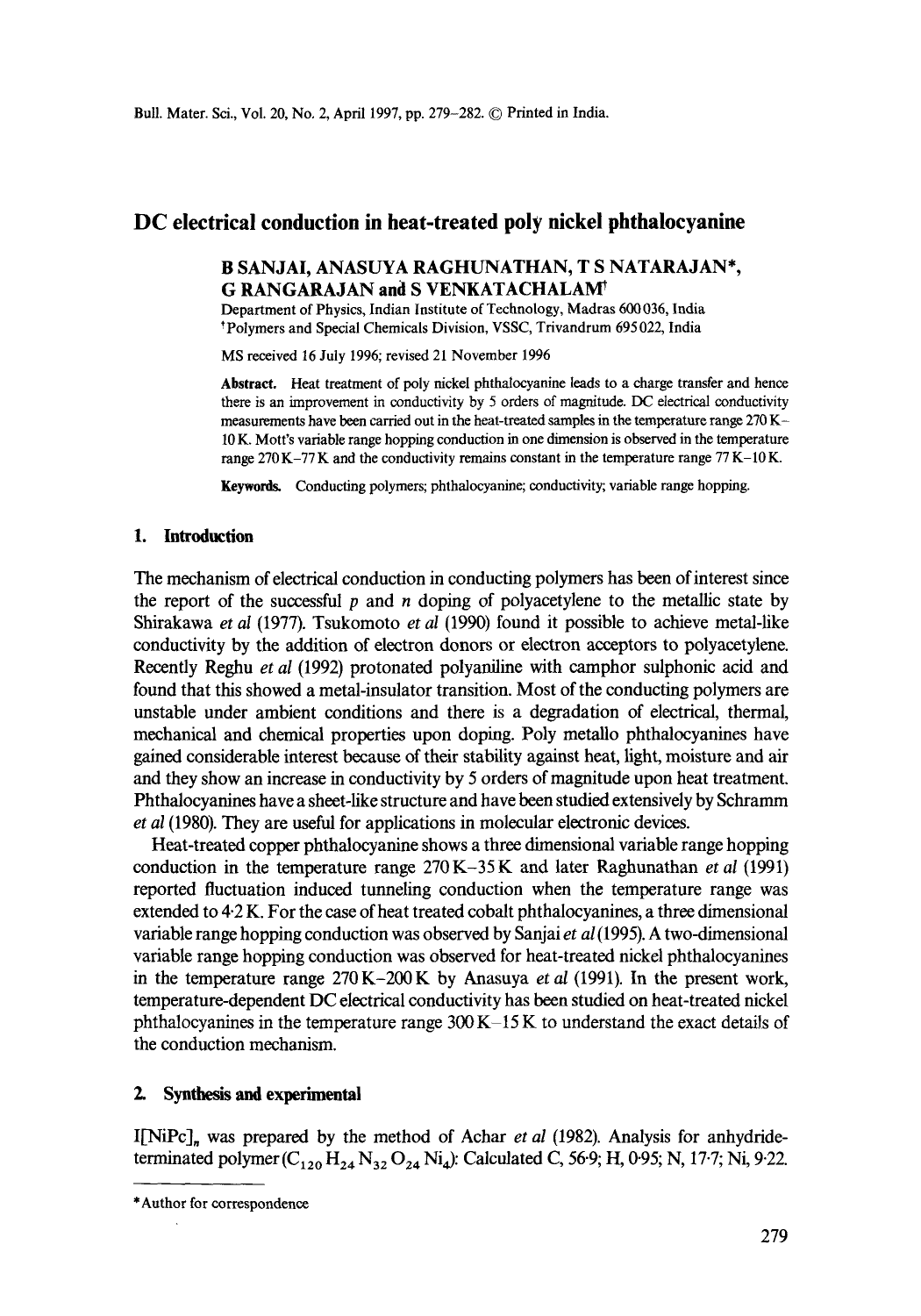# DC electrical conduction in heat-treated poly nickel phthalocyanine

**B SANJAI, ANASUYA RAGHUNATHAN, T S NATARAJAN\*, G RANGARAJAN and S VENKATACHALAM[†]**

Department of Physics, Indian Institute of Technology, Madras 600 036, India
[†]Polymers and Special Chemicals Division, VSSC, Trivandrum 695 022, India

MS received 16 July 1996; revised 21 November 1996

**Abstract.** Heat treatment of poly nickel phthalocyanine leads to a charge transfer and hence there is an improvement in conductivity by 5 orders of magnitude. DC electrical conductivity measurements have been carried out in the heat-treated samples in the temperature range 270 K–10 K. Mott's variable range hopping conduction in one dimension is observed in the temperature range 270 K–77 K and the conductivity remains constant in the temperature range 77 K–10 K.

**Keywords.** Conducting polymers; phthalocyanine; conductivity; variable range hopping.

## 1. Introduction

The mechanism of electrical conduction in conducting polymers has been of interest since the report of the successful *p* and *n* doping of polyacetylene to the metallic state by Shirakawa *et al* (1977). Tsukomoto *et al* (1990) found it possible to achieve metal-like conductivity by the addition of electron donors or electron acceptors to polyacetylene. Recently Reghu *et al* (1992) protonated polyaniline with camphor sulphonic acid and found that this showed a metal-insulator transition. Most of the conducting polymers are unstable under ambient conditions and there is a degradation of electrical, thermal, mechanical and chemical properties upon doping. Poly metallo phthalocyanines have gained considerable interest because of their stability against heat, light, moisture and air and they show an increase in conductivity by 5 orders of magnitude upon heat treatment. Phthalocyanines have a sheet-like structure and have been studied extensively by Schramm *et al* (1980). They are useful for applications in molecular electronic devices.

Heat-treated copper phthalocyanine shows a three dimensional variable range hopping conduction in the temperature range 270 K–35 K and later Raghunathan *et al* (1991) reported fluctuation induced tunneling conduction when the temperature range was extended to 4·2 K. For the case of heat treated cobalt phthalocyanines, a three dimensional variable range hopping conduction was observed by Sanjai *et al* (1995). A two-dimensional variable range hopping conduction was observed for heat-treated nickel phthalocyanines in the temperature range 270 K–200 K by Anasuya *et al* (1991). In the present work, temperature-dependent DC electrical conductivity has been studied on heat-treated nickel phthalocyanines in the temperature range 300 K–15 K to understand the exact details of the conduction mechanism.

## 2. Synthesis and experimental

I[NiPc]$_n$ was prepared by the method of Achar *et al* (1982). Analysis for anhydride-terminated polymer ($C_{120}H_{24}N_{32}O_{24}Ni_4$): Calculated C, 56·9; H, 0·95; N, 17·7; Ni, 9·22.

\*Author for correspondence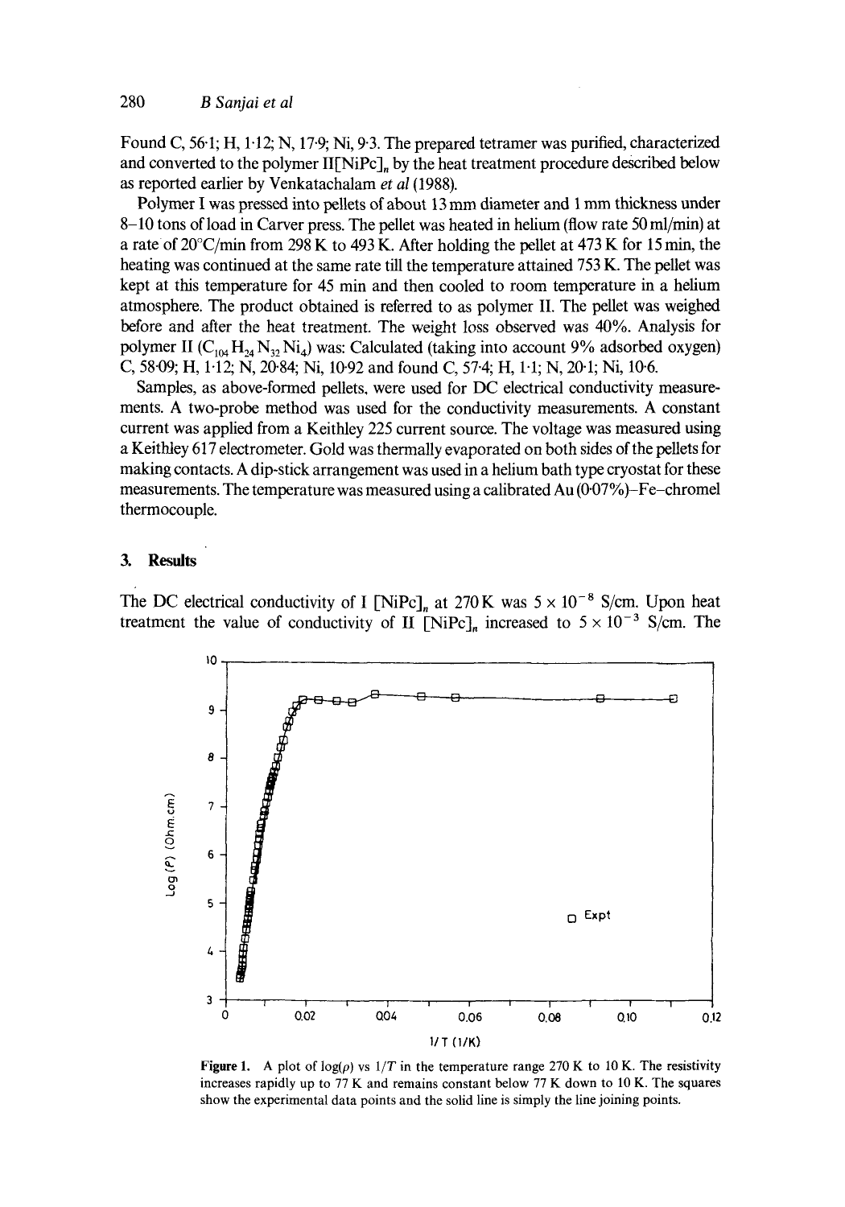Found C, 56·1; H, 1·12; N, 17·9; Ni, 9·3. The prepared tetramer was purified, characterized and converted to the polymer II$[NiPc]_n$ by the heat treatment procedure described below as reported earlier by Venkatachalam *et al* (1988).

Polymer I was pressed into pellets of about 13 mm diameter and 1 mm thickness under 8–10 tons of load in Carver press. The pellet was heated in helium (flow rate 50 ml/min) at a rate of 20°C/min from 298 K to 493 K. After holding the pellet at 473 K for 15 min, the heating was continued at the same rate till the temperature attained 753 K. The pellet was kept at this temperature for 45 min and then cooled to room temperature in a helium atmosphere. The product obtained is referred to as polymer II. The pellet was weighed before and after the heat treatment. The weight loss observed was 40%. Analysis for polymer II ($C_{104}H_{24}N_{32}Ni_4$) was: Calculated (taking into account 9% adsorbed oxygen) C, 58·09; H, 1·12; N, 20·84; Ni, 10·92 and found C, 57·4; H, 1·1; N, 20·1; Ni, 10·6.

Samples, as above-formed pellets, were used for DC electrical conductivity measurements. A two-probe method was used for the conductivity measurements. A constant current was applied from a Keithley 225 current source. The voltage was measured using a Keithley 617 electrometer. Gold was thermally evaporated on both sides of the pellets for making contacts. A dip-stick arrangement was used in a helium bath type cryostat for these measurements. The temperature was measured using a calibrated Au (0·07%)–Fe–chromel thermocouple.

## 3. Results

The DC electrical conductivity of I $[NiPc]_n$ at 270 K was $5 \times 10^{-8}$ S/cm. Upon heat treatment the value of conductivity of II $[NiPc]_n$ increased to $5 \times 10^{-3}$ S/cm. The

**Figure 1.** A plot of $\log(\rho)$ vs $1/T$ in the temperature range 270 K to 10 K. The resistivity increases rapidly up to 77 K and remains constant below 77 K down to 10 K. The squares show the experimental data points and the solid line is simply the line joining points.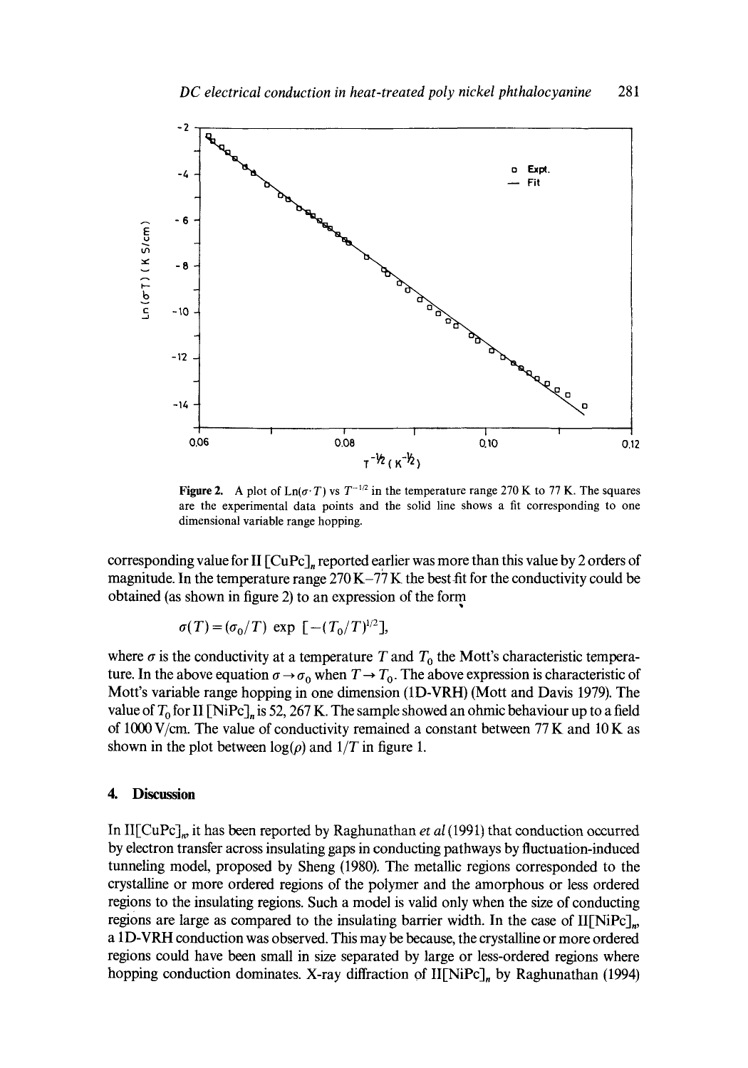Figure 2. A plot of $\mathrm{Ln}(\sigma \cdot T)$ vs $T^{-1/2}$ in the temperature range 270 K to 77 K. The squares are the experimental data points and the solid line shows a fit corresponding to one dimensional variable range hopping.

corresponding value for II $[\mathrm{CuPc}]_n$ reported earlier was more than this value by 2 orders of magnitude. In the temperature range 270 K–77 K the best-fit for the conductivity could be obtained (as shown in figure 2) to an expression of the form

$$\sigma(T) = (\sigma_0/T)\ \exp\ [-(T_0/T)^{1/2}],$$

where $\sigma$ is the conductivity at a temperature $T$ and $T_0$ the Mott's characteristic temperature. In the above equation $\sigma \rightarrow \sigma_0$ when $T \rightarrow T_0$. The above expression is characteristic of Mott's variable range hopping in one dimension (1D-VRH) (Mott and Davis 1979). The value of $T_0$ for II $[\mathrm{NiPc}]_n$ is 52, 267 K. The sample showed an ohmic behaviour up to a field of 1000 V/cm. The value of conductivity remained a constant between 77 K and 10 K as shown in the plot between $\log(\rho)$ and $1/T$ in figure 1.

## 4. Discussion

In II$[\mathrm{CuPc}]_n$, it has been reported by Raghunathan *et al* (1991) that conduction occurred by electron transfer across insulating gaps in conducting pathways by fluctuation-induced tunneling model, proposed by Sheng (1980). The metallic regions corresponded to the crystalline or more ordered regions of the polymer and the amorphous or less ordered regions to the insulating regions. Such a model is valid only when the size of conducting regions are large as compared to the insulating barrier width. In the case of II$[\mathrm{NiPc}]_n$, a 1D-VRH conduction was observed. This may be because, the crystalline or more ordered regions could have been small in size separated by large or less-ordered regions where hopping conduction dominates. X-ray diffraction of II$[\mathrm{NiPc}]_n$ by Raghunathan (1994)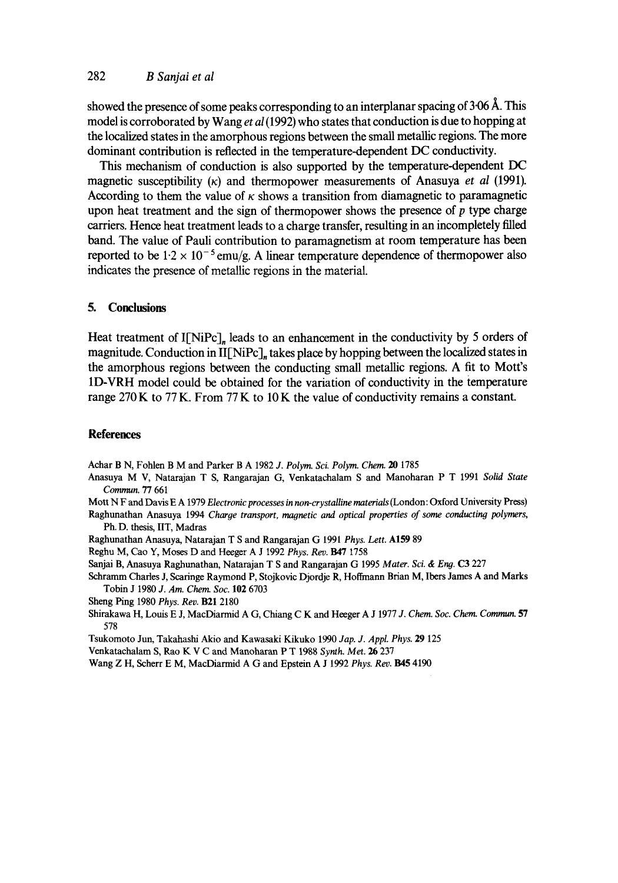showed the presence of some peaks corresponding to an interplanar spacing of 3·06 Å. This model is corroborated by Wang *et al* (1992) who states that conduction is due to hopping at the localized states in the amorphous regions between the small metallic regions. The more dominant contribution is reflected in the temperature-dependent DC conductivity.

This mechanism of conduction is also supported by the temperature-dependent DC magnetic susceptibility ($\kappa$) and thermopower measurements of Anasuya *et al* (1991). According to them the value of $\kappa$ shows a transition from diamagnetic to paramagnetic upon heat treatment and the sign of thermopower shows the presence of $p$ type charge carriers. Hence heat treatment leads to a charge transfer, resulting in an incompletely filled band. The value of Pauli contribution to paramagnetism at room temperature has been reported to be $1{\cdot}2 \times 10^{-5}$ emu/g. A linear temperature dependence of thermopower also indicates the presence of metallic regions in the material.

## 5. Conclusions

Heat treatment of I[NiPc]$_n$ leads to an enhancement in the conductivity by 5 orders of magnitude. Conduction in II[NiPc]$_n$ takes place by hopping between the localized states in the amorphous regions between the conducting small metallic regions. A fit to Mott's 1D-VRH model could be obtained for the variation of conductivity in the temperature range 270 K to 77 K. From 77 K to 10 K the value of conductivity remains a constant.

## References

Achar B N, Fohlen B M and Parker B A 1982 *J. Polym. Sci. Polym. Chem.* **20** 1785

Anasuya M V, Natarajan T S, Rangarajan G, Venkatachalam S and Manoharan P T 1991 *Solid State Commun.* **77** 661

Mott N F and Davis E A 1979 *Electronic processes in non-crystalline materials* (London: Oxford University Press)

Raghunathan Anasuya 1994 *Charge transport, magnetic and optical properties of some conducting polymers*, Ph. D. thesis, IIT, Madras

Raghunathan Anasuya, Natarajan T S and Rangarajan G 1991 *Phys. Lett.* **A159** 89

Reghu M, Cao Y, Moses D and Heeger A J 1992 *Phys. Rev.* **B47** 1758

Sanjai B, Anasuya Raghunathan, Natarajan T S and Rangarajan G 1995 *Mater. Sci. & Eng.* **C3** 227

Schramm Charles J, Scaringe Raymond P, Stojkovic Djordje R, Hoffmann Brian M, Ibers James A and Marks Tobin J 1980 *J. Am. Chem. Soc.* **102** 6703

Sheng Ping 1980 *Phys. Rev.* **B21** 2180

Shirakawa H, Louis E J, MacDiarmid A G, Chiang C K and Heeger A J 1977 *J. Chem. Soc. Chem. Commun.* **57** 578

Tsukomoto Jun, Takahashi Akio and Kawasaki Kikuko 1990 *Jap. J. Appl. Phys.* **29** 125

Venkatachalam S, Rao K V C and Manoharan P T 1988 *Synth. Met.* **26** 237

Wang Z H, Scherr E M, MacDiarmid A G and Epstein A J 1992 *Phys. Rev.* **B45** 4190